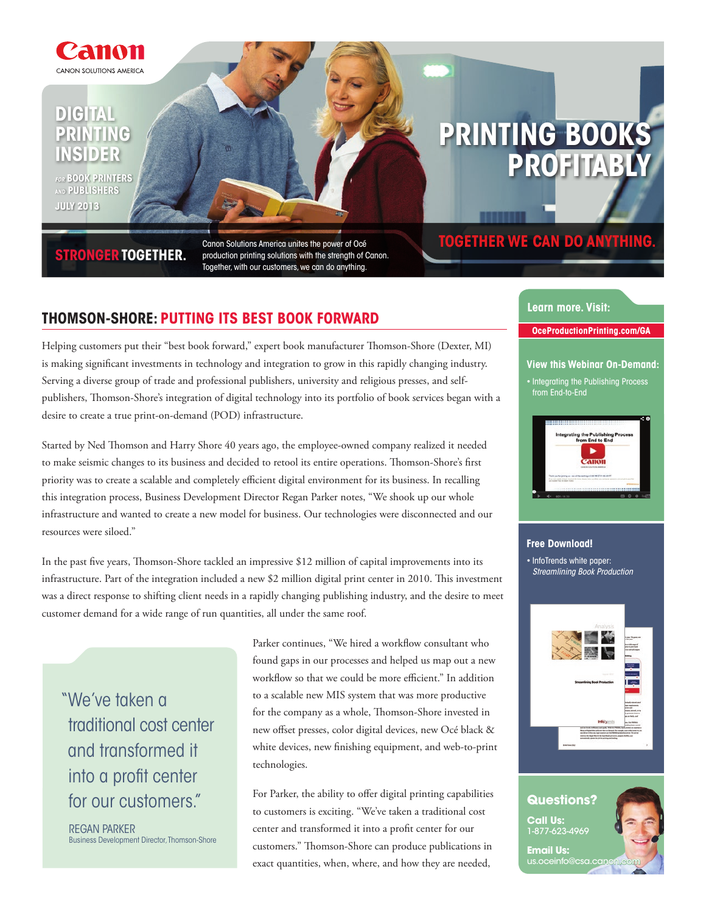Canon
CANON SOLUTIONS AMERICA

# DIGITAL PRINTING INSIDER

FOR BOOK PRINTERS AND PUBLISHERS

JULY 2013

# PRINTING BOOKS PROFITABLY

**STRONGER TOGETHER.**

Canon Solutions America unites the power of Océ production printing solutions with the strength of Canon. Together, with our customers, we can do anything.

**TOGETHER WE CAN DO ANYTHING.**

## THOMSON-SHORE: PUTTING ITS BEST BOOK FORWARD

Helping customers put their "best book forward," expert book manufacturer Thomson-Shore (Dexter, MI) is making significant investments in technology and integration to grow in this rapidly changing industry. Serving a diverse group of trade and professional publishers, university and religious presses, and self-publishers, Thomson-Shore's integration of digital technology into its portfolio of book services began with a desire to create a true print-on-demand (POD) infrastructure.

Started by Ned Thomson and Harry Shore 40 years ago, the employee-owned company realized it needed to make seismic changes to its business and decided to retool its entire operations. Thomson-Shore's first priority was to create a scalable and completely efficient digital environment for its business. In recalling this integration process, Business Development Director Regan Parker notes, "We shook up our whole infrastructure and wanted to create a new model for business. Our technologies were disconnected and our resources were siloed."

In the past five years, Thomson-Shore tackled an impressive $12 million of capital improvements into its infrastructure. Part of the integration included a new $2 million digital print center in 2010. This investment was a direct response to shifting client needs in a rapidly changing publishing industry, and the desire to meet customer demand for a wide range of run quantities, all under the same roof.

> "We've taken a traditional cost center and transformed it into a profit center for our customers."
>
> REGAN PARKER
> Business Development Director, Thomson-Shore

Parker continues, "We hired a workflow consultant who found gaps in our processes and helped us map out a new workflow so that we could be more efficient." In addition to a scalable new MIS system that was more productive for the company as a whole, Thomson-Shore invested in new offset presses, color digital devices, new Océ black & white devices, new finishing equipment, and web-to-print technologies.

For Parker, the ability to offer digital printing capabilities to customers is exciting. "We've taken a traditional cost center and transformed it into a profit center for our customers." Thomson-Shore can produce publications in exact quantities, when, where, and how they are needed,

**Learn more. Visit:**

OceProductionPrinting.com/GA

**View this Webinar On-Demand:**

- Integrating the Publishing Process from End-to-End

**Free Download!**

- InfoTrends white paper: *Streamlining Book Production*

**Questions?**

**Call Us:**
1-877-623-4969

**Email Us:**
us.oceinfo@csa.canon.com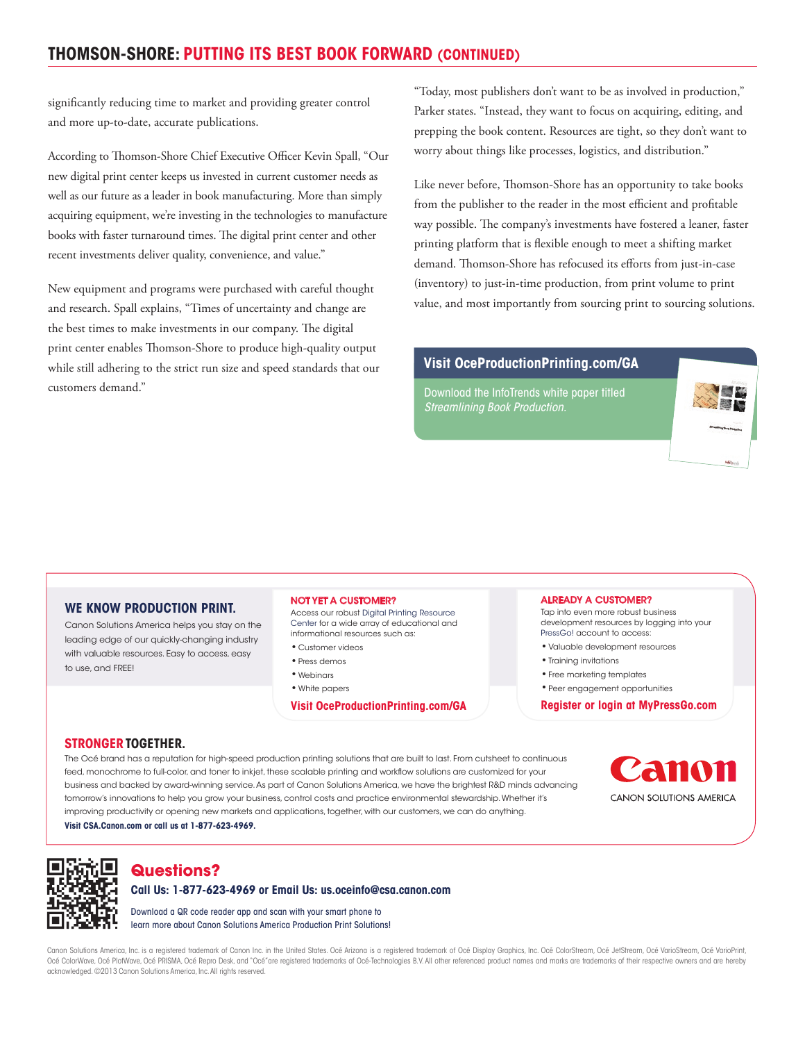## THOMSON-SHORE: PUTTING ITS BEST BOOK FORWARD (CONTINUED)

significantly reducing time to market and providing greater control and more up-to-date, accurate publications.

According to Thomson-Shore Chief Executive Officer Kevin Spall, "Our new digital print center keeps us invested in current customer needs as well as our future as a leader in book manufacturing. More than simply acquiring equipment, we're investing in the technologies to manufacture books with faster turnaround times. The digital print center and other recent investments deliver quality, convenience, and value."

New equipment and programs were purchased with careful thought and research. Spall explains, "Times of uncertainty and change are the best times to make investments in our company. The digital print center enables Thomson-Shore to produce high-quality output while still adhering to the strict run size and speed standards that our customers demand."

"Today, most publishers don't want to be as involved in production," Parker states. "Instead, they want to focus on acquiring, editing, and prepping the book content. Resources are tight, so they don't want to worry about things like processes, logistics, and distribution."

Like never before, Thomson-Shore has an opportunity to take books from the publisher to the reader in the most efficient and profitable way possible. The company's investments have fostered a leaner, faster printing platform that is flexible enough to meet a shifting market demand. Thomson-Shore has refocused its efforts from just-in-case (inventory) to just-in-time production, from print volume to print value, and most importantly from sourcing print to sourcing solutions.

**Visit OceProductionPrinting.com/GA**

Download the InfoTrends white paper titled *Streamlining Book Production.*

### WE KNOW PRODUCTION PRINT.

Canon Solutions America helps you stay on the leading edge of our quickly-changing industry with valuable resources. Easy to access, easy to use, and FREE!

**NOT YET A CUSTOMER?**

Access our robust Digital Printing Resource Center for a wide array of educational and informational resources such as:

- Customer videos
- Press demos
- Webinars
- White papers

**Visit OceProductionPrinting.com/GA**

**ALREADY A CUSTOMER?**

Tap into even more robust business development resources by logging into your PressGo! account to access:

- Valuable development resources
- Training invitations
- Free marketing templates
- Peer engagement opportunities

**Register or login at MyPressGo.com**

### STRONGER TOGETHER.

The Océ brand has a reputation for high-speed production printing solutions that are built to last. From cutsheet to continuous feed, monochrome to full-color, and toner to inkjet, these scalable printing and workflow solutions are customized for your business and backed by award-winning service. As part of Canon Solutions America, we have the brightest R&D minds advancing tomorrow's innovations to help you grow your business, control costs and practice environmental stewardship. Whether it's improving productivity or opening new markets and applications, together, with our customers, we can do anything.

**Visit CSA.Canon.com or call us at 1-877-623-4969.**

Canon
CANON SOLUTIONS AMERICA

## Questions?

**Call Us: 1-877-623-4969 or Email Us: us.oceinfo@csa.canon.com**

Download a QR code reader app and scan with your smart phone to learn more about Canon Solutions America Production Print Solutions!

Canon Solutions America, Inc. is a registered trademark of Canon Inc. in the United States. Océ Arizona is a registered trademark of Océ Display Graphics, Inc. Océ ColorStream, Océ JetStream, Océ VarioStream, Océ VarioPrint, Océ ColorWave, Océ PlotWave, Océ PRISMA, Océ Repro Desk, and "Océ" are registered trademarks of Océ-Technologies B.V. All other referenced product names and marks are trademarks of their respective owners and are hereby acknowledged. ©2013 Canon Solutions America, Inc. All rights reserved.